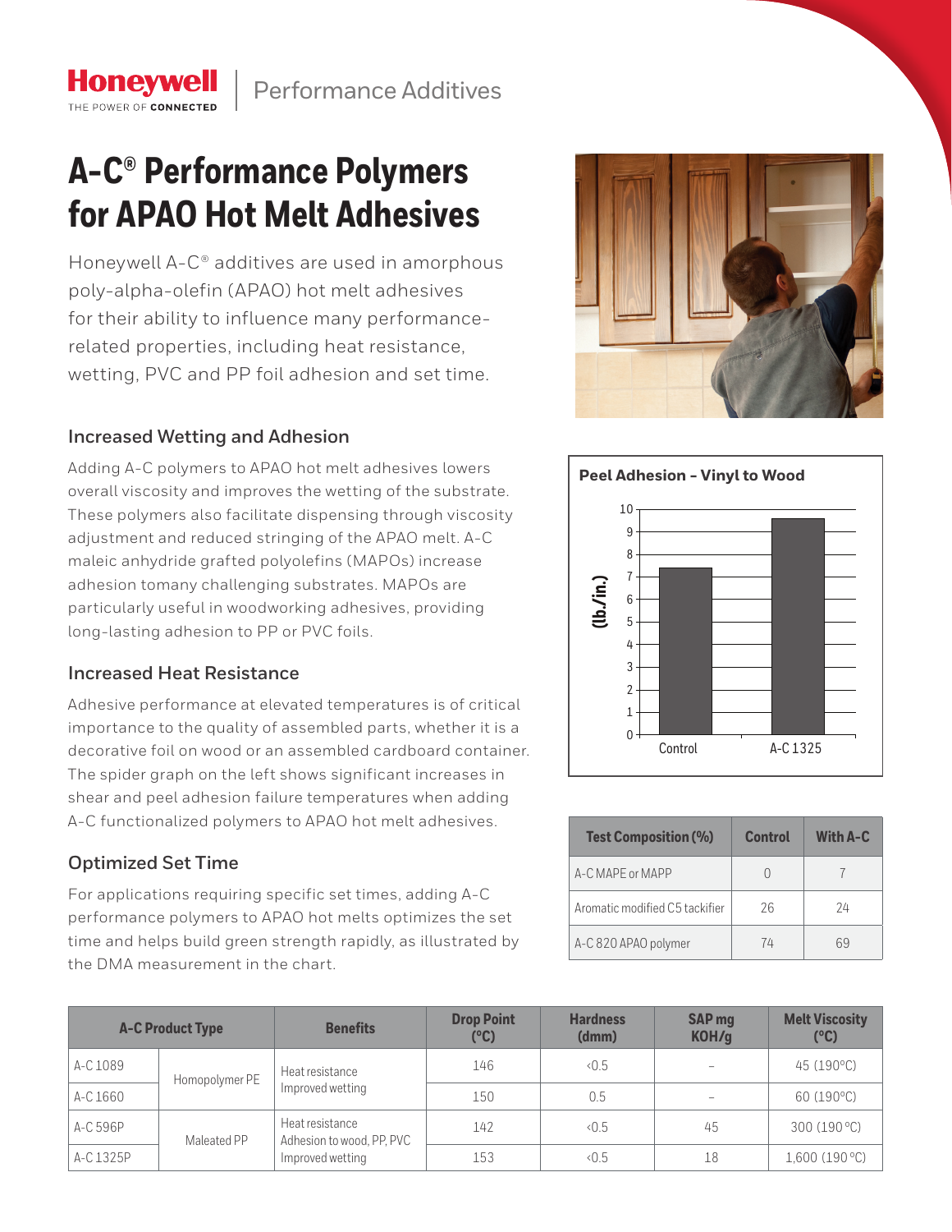Honeywell | Performance Additives

# A-C® Performance Polymers for APAO Hot Melt Adhesives

Honeywell A-C® additives are used in amorphous poly-alpha-olefin (APAO) hot melt adhesives for their ability to influence many performance-related properties, including heat resistance, wetting, PVC and PP foil adhesion and set time.

## Increased Wetting and Adhesion

Adding A-C polymers to APAO hot melt adhesives lowers overall viscosity and improves the wetting of the substrate. These polymers also facilitate dispensing through viscosity adjustment and reduced stringing of the APAO melt. A-C maleic anhydride grafted polyolefins (MAPOs) increase adhesion tomany challenging substrates. MAPOs are particularly useful in woodworking adhesives, providing long-lasting adhesion to PP or PVC foils.

## Increased Heat Resistance

Adhesive performance at elevated temperatures is of critical importance to the quality of assembled parts, whether it is a decorative foil on wood or an assembled cardboard container. The spider graph on the left shows significant increases in shear and peel adhesion failure temperatures when adding A-C functionalized polymers to APAO hot melt adhesives.

## Optimized Set Time

For applications requiring specific set times, adding A-C performance polymers to APAO hot melts optimizes the set time and helps build green strength rapidly, as illustrated by the DMA measurement in the chart.

**Peel Adhesion – Vinyl to Wood**

| | Peel Adhesion (lb./in.) |
|---|---|
| Control | ~7.4 |
| A-C 1325 | ~9.6 |

| Test Composition (%) | Control | With A-C |
|---|---|---|
| A-C MAPE or MAPP | 0 | 7 |
| Aromatic modified C5 tackifier | 26 | 24 |
| A-C 820 APAO polymer | 74 | 69 |

| A-C Product Type | | Benefits | Drop Point (°C) | Hardness (dmm) | SAP mg KOH/g | Melt Viscosity (°C) |
|---|---|---|---|---|---|---|
| A-C 1089 | Homopolymer PE | Heat resistance<br>Improved wetting | 146 | <0.5 | – | 45 (190°C) |
| A-C 1660 | | | 150 | 0.5 | – | 60 (190°C) |
| A-C 596P | Maleated PP | Heat resistance<br>Adhesion to wood, PP, PVC<br>Improved wetting | 142 | <0.5 | 45 | 300 (190 °C) |
| A-C 1325P | | | 153 | <0.5 | 18 | 1,600 (190 °C) |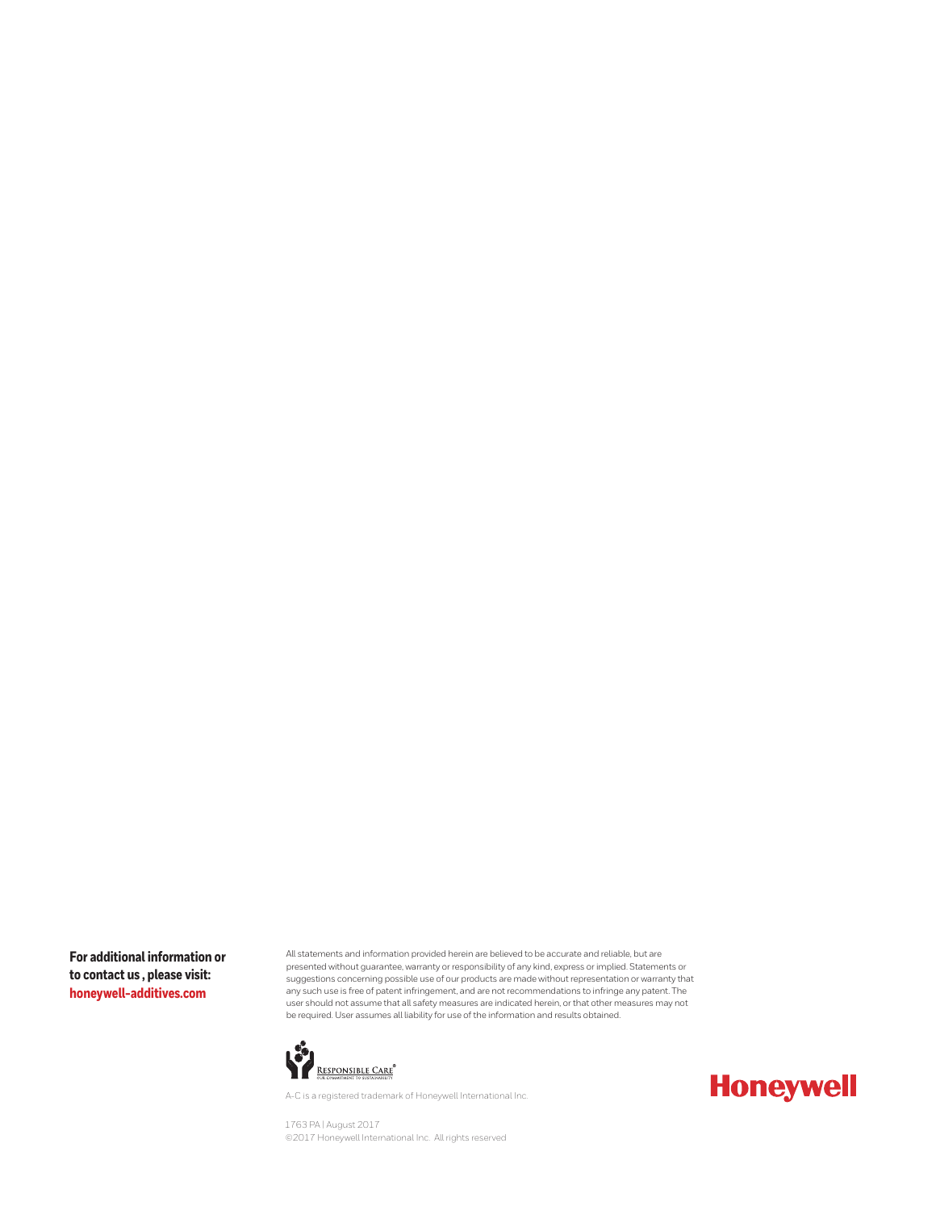**For additional information or to contact us , please visit:**
**honeywell-additives.com**

All statements and information provided herein are believed to be accurate and reliable, but are presented without guarantee, warranty or responsibility of any kind, express or implied. Statements or suggestions concerning possible use of our products are made without representation or warranty that any such use is free of patent infringement, and are not recommendations to infringe any patent. The user should not assume that all safety measures are indicated herein, or that other measures may not be required. User assumes all liability for use of the information and results obtained.

RESPONSIBLE CARE®
OUR COMMITMENT TO SUSTAINABILITY

A-C is a registered trademark of Honeywell International Inc.

Honeywell

1763 PA | August 2017
©2017 Honeywell International Inc. All rights reserved